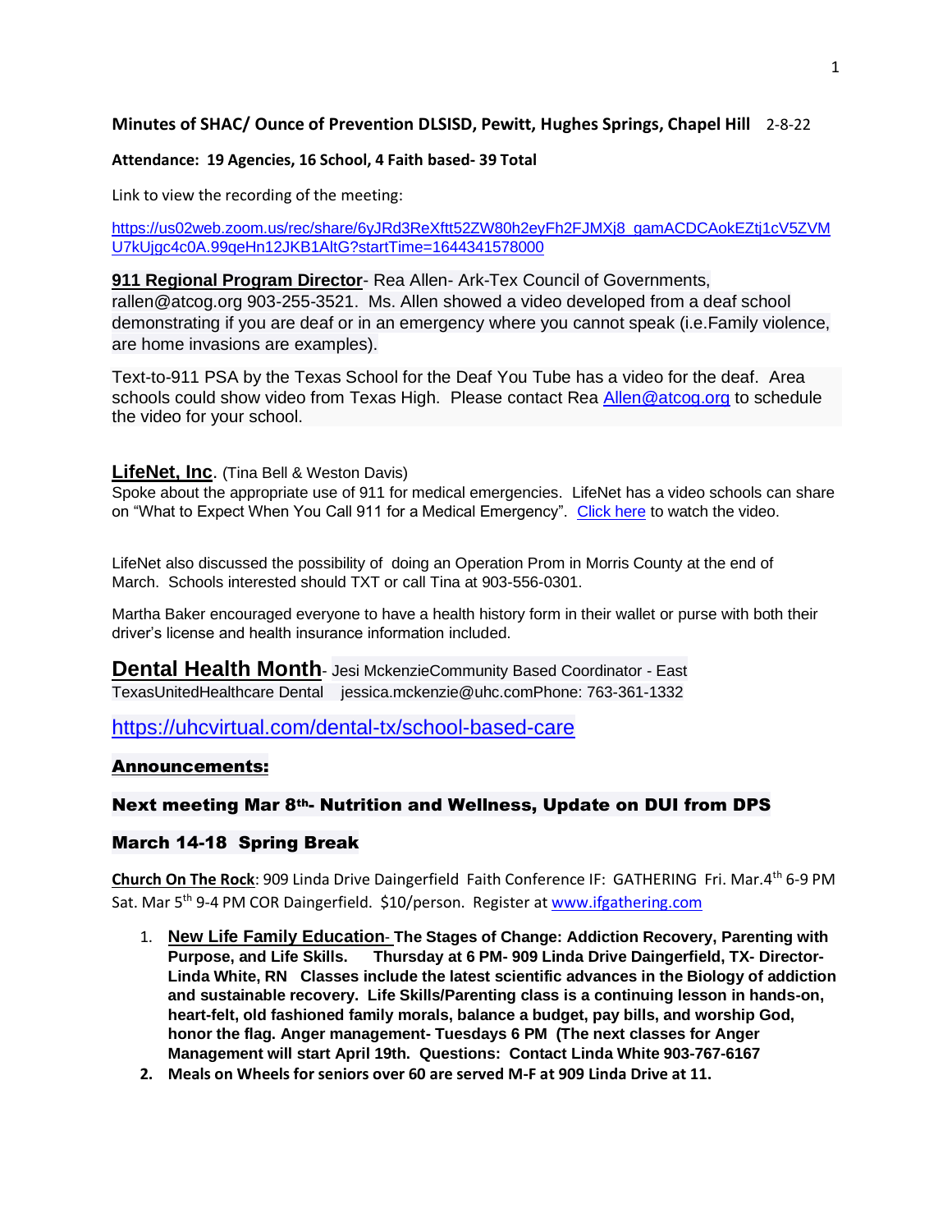**Minutes of SHAC/ Ounce of Prevention DLSISD, Pewitt, Hughes Springs, Chapel Hill** 2-8-22

**Attendance: 19 Agencies, 16 School, 4 Faith based- 39 Total**

Link to view the recording of the meeting:

https://us02web.zoom.us/rec/share/6yJRd3ReXftt52ZW80h2eyFh2FJMXj8_gamACDCAokEZtj1cV5ZVMU7kUjgc4c0A.99qeHn12JKB1AltG?startTime=1644341578000

**911 Regional Program Director**- Rea Allen- Ark-Tex Council of Governments, rallen@atcog.org 903-255-3521. Ms. Allen showed a video developed from a deaf school demonstrating if you are deaf or in an emergency where you cannot speak (i.e.Family violence, are home invasions are examples).

Text-to-911 PSA by the Texas School for the Deaf You Tube has a video for the deaf. Area schools could show video from Texas High. Please contact Rea Allen@atcog.org to schedule the video for your school.

**LifeNet, Inc**. (Tina Bell & Weston Davis)
Spoke about the appropriate use of 911 for medical emergencies. LifeNet has a video schools can share on "What to Expect When You Call 911 for a Medical Emergency". Click here to watch the video.

LifeNet also discussed the possibility of doing an Operation Prom in Morris County at the end of March. Schools interested should TXT or call Tina at 903-556-0301.

Martha Baker encouraged everyone to have a health history form in their wallet or purse with both their driver's license and health insurance information included.

**Dental Health Month**- Jesi MckenzieCommunity Based Coordinator - East TexasUnitedHealthcare Dental jessica.mckenzie@uhc.comPhone: 763-361-1332

https://uhcvirtual.com/dental-tx/school-based-care

**Announcements:**

**Next meeting Mar 8th- Nutrition and Wellness, Update on DUI from DPS**

**March 14-18 Spring Break**

**Church On The Rock**: 909 Linda Drive Daingerfield Faith Conference IF: GATHERING Fri. Mar.4th 6-9 PM Sat. Mar 5th 9-4 PM COR Daingerfield. $10/person. Register at www.ifgathering.com

1. **New Life Family Education- The Stages of Change: Addiction Recovery, Parenting with Purpose, and Life Skills. Thursday at 6 PM- 909 Linda Drive Daingerfield, TX- Director- Linda White, RN Classes include the latest scientific advances in the Biology of addiction and sustainable recovery. Life Skills/Parenting class is a continuing lesson in hands-on, heart-felt, old fashioned family morals, balance a budget, pay bills, and worship God, honor the flag. Anger management- Tuesdays 6 PM (The next classes for Anger Management will start April 19th. Questions: Contact Linda White 903-767-6167**
2. **Meals on Wheels for seniors over 60 are served M-F at 909 Linda Drive at 11.**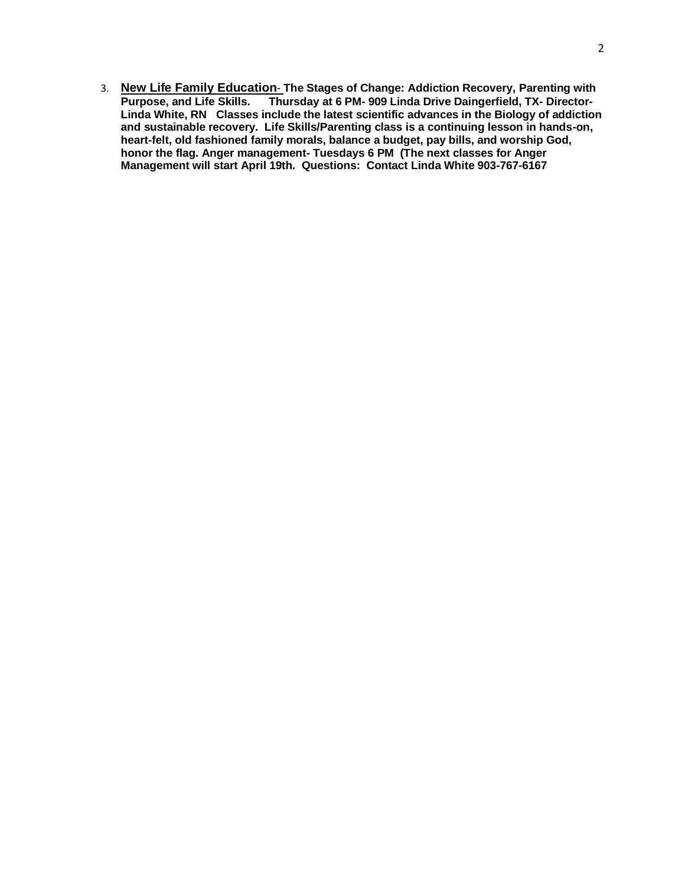3. **<u>New Life Family Education</u>- The Stages of Change: Addiction Recovery, Parenting with Purpose, and Life Skills. Thursday at 6 PM- 909 Linda Drive Daingerfield, TX- Director- Linda White, RN Classes include the latest scientific advances in the Biology of addiction and sustainable recovery. Life Skills/Parenting class is a continuing lesson in hands-on, heart-felt, old fashioned family morals, balance a budget, pay bills, and worship God, honor the flag. Anger management- Tuesdays 6 PM (The next classes for Anger Management will start April 19th. Questions: Contact Linda White 903-767-6167**